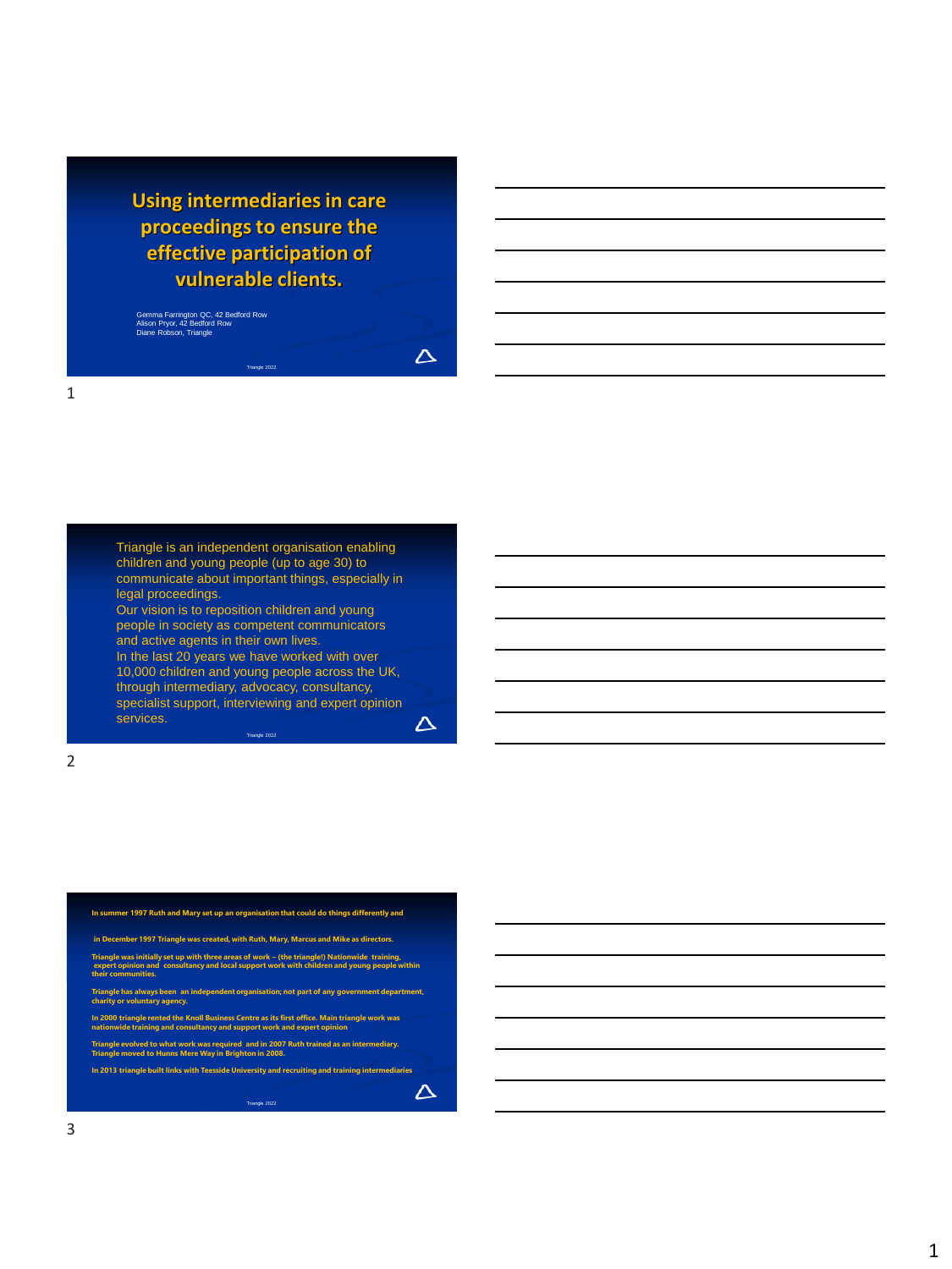# Using intermediaries in care proceedings to ensure the effective participation of vulnerable clients.

Gemma Farrington QC, 42 Bedford Row
Alison Pryor, 42 Bedford Row
Diane Robson, Triangle

Triangle 2022

---

Triangle is an independent organisation enabling children and young people (up to age 30) to communicate about important things, especially in legal proceedings.

Our vision is to reposition children and young people in society as competent communicators and active agents in their own lives.

In the last 20 years we have worked with over 10,000 children and young people across the UK, through intermediary, advocacy, consultancy, specialist support, interviewing and expert opinion services.

Triangle 2022

---

In summer 1997 Ruth and Mary set up an organisation that could do things differently and

in December 1997 Triangle was created, with Ruth, Mary, Marcus and Mike as directors.

Triangle was initially set up with three areas of work – (the triangle!) Nationwide training, expert opinion and consultancy and local support work with children and young people within their communities.

Triangle has always been an independent organisation; not part of any government department, charity or voluntary agency.

In 2000 triangle rented the Knoll Business Centre as its first office. Main triangle work was nationwide training and consultancy and support work and expert opinion

Triangle evolved to what work was required and in 2007 Ruth trained as an intermediary. Triangle moved to Hunns Mere Way in Brighton in 2008.

In 2013 triangle built links with Teesside University and recruiting and training intermediaries

Triangle 2022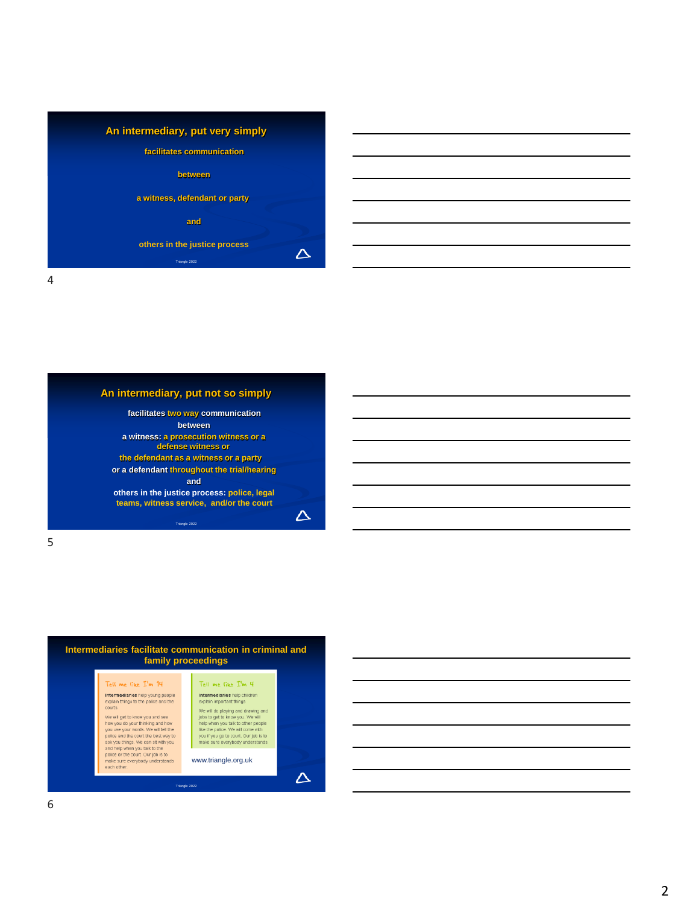## An intermediary, put very simply

facilitates communication

between

a witness, defendant or party

and

others in the justice process

Triangle 2022

## An intermediary, put not so simply

facilitates two way communication
between
a witness: a prosecution witness or a defense witness or
the defendant as a witness or a party
or a defendant throughout the trial/hearing
and
others in the justice process: police, legal teams, witness service, and/or the court

Triangle 2022

## Intermediaries facilitate communication in criminal and family proceedings

**Tell me like I'm 14**

**Intermediaries** help young people explain things to the police and the courts.

We will get to know you and see how you do your thinking and how you use your words. We will tell the police and the court the best way to ask you things. We can sit with you and help when you talk to the police or the court. Our job is to make sure everybody understands each other.

**Tell me like I'm 4**

**Intermediaries** help children explain important things.

We will do playing and drawing and jobs to get to know you. We will help when you talk to other people like the police. We will come with you if you go to court. Our job is to make sure everybody understands.

www.triangle.org.uk

Triangle 2022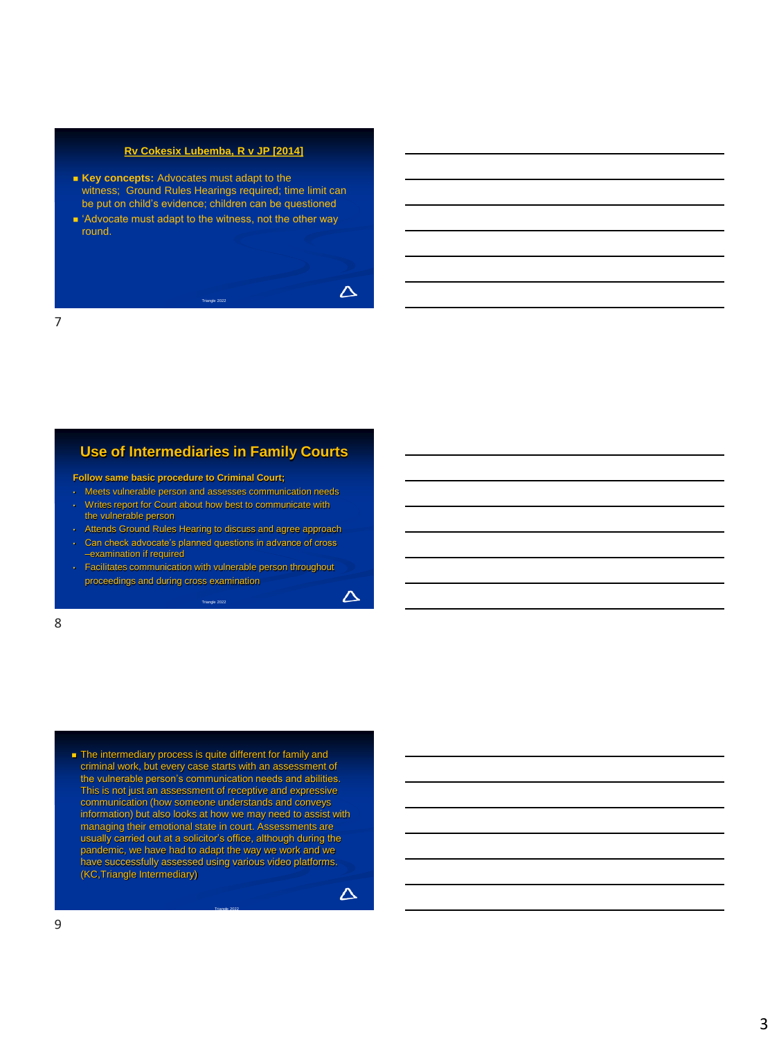## Rv Cokesix Lubemba, R v JP [2014]

- **Key concepts:** Advocates must adapt to the witness; Ground Rules Hearings required; time limit can be put on child's evidence; children can be questioned
- 'Advocate must adapt to the witness, not the other way round.

## Use of Intermediaries in Family Courts

**Follow same basic procedure to Criminal Court;**

- Meets vulnerable person and assesses communication needs
- Writes report for Court about how best to communicate with the vulnerable person
- Attends Ground Rules Hearing to discuss and agree approach
- Can check advocate's planned questions in advance of cross –examination if required
- Facilitates communication with vulnerable person throughout proceedings and during cross examination

- The intermediary process is quite different for family and criminal work, but every case starts with an assessment of the vulnerable person's communication needs and abilities. This is not just an assessment of receptive and expressive communication (how someone understands and conveys information) but also looks at how we may need to assist with managing their emotional state in court. Assessments are usually carried out at a solicitor's office, although during the pandemic, we have had to adapt the way we work and we have successfully assessed using various video platforms. (KC,Triangle Intermediary)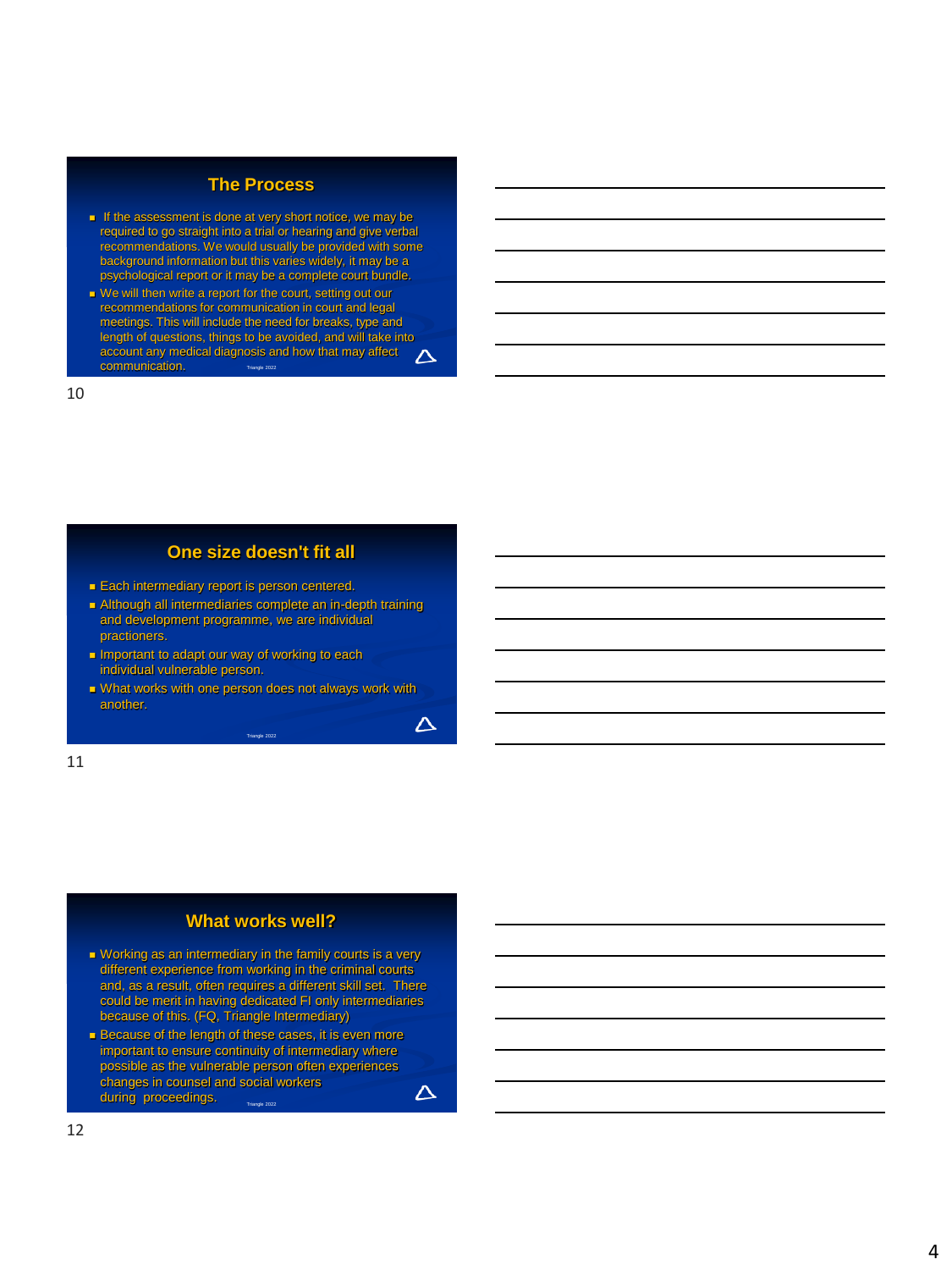## The Process

- If the assessment is done at very short notice, we may be required to go straight into a trial or hearing and give verbal recommendations. We would usually be provided with some background information but this varies widely, it may be a psychological report or it may be a complete court bundle.
- We will then write a report for the court, setting out our recommendations for communication in court and legal meetings. This will include the need for breaks, type and length of questions, things to be avoided, and will take into account any medical diagnosis and how that may affect communication.

Triangle 2022

10

## One size doesn't fit all

- Each intermediary report is person centered.
- Although all intermediaries complete an in-depth training and development programme, we are individual practioners.
- Important to adapt our way of working to each individual vulnerable person.
- What works with one person does not always work with another.

Triangle 2022

11

## What works well?

- Working as an intermediary in the family courts is a very different experience from working in the criminal courts and, as a result, often requires a different skill set. There could be merit in having dedicated FI only intermediaries because of this. (FQ, Triangle Intermediary)
- Because of the length of these cases, it is even more important to ensure continuity of intermediary where possible as the vulnerable person often experiences changes in counsel and social workers during proceedings.

Triangle 2022

12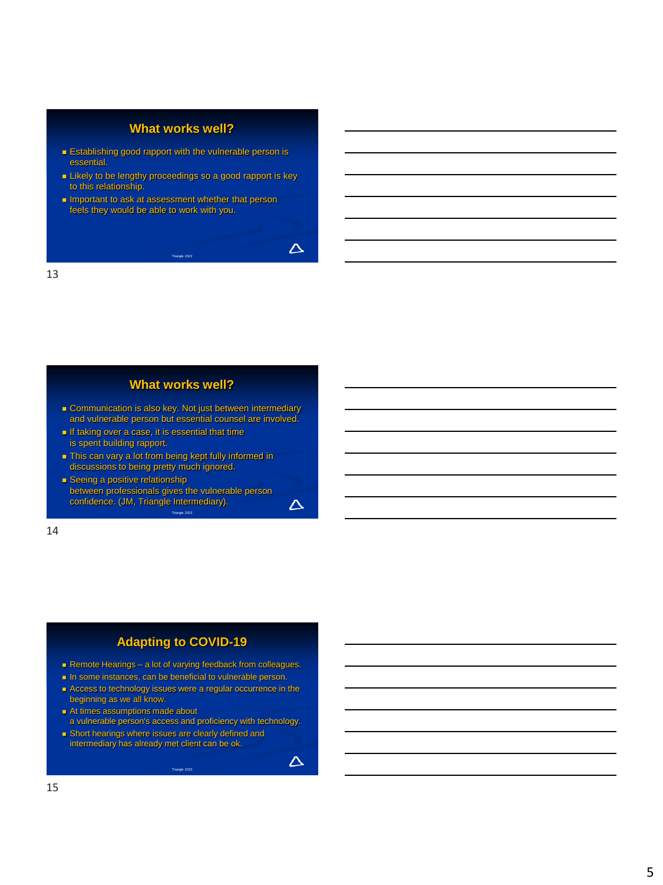## What works well?

- Establishing good rapport with the vulnerable person is essential.
- Likely to be lengthy proceedings so a good rapport is key to this relationship.
- Important to ask at assessment whether that person feels they would be able to work with you.

Triangle 2022

## What works well?

- Communication is also key. Not just between intermediary and vulnerable person but essential counsel are involved.
- If taking over a case, it is essential that time is spent building rapport.
- This can vary a lot from being kept fully informed in discussions to being pretty much ignored.
- Seeing a positive relationship between professionals gives the vulnerable person confidence. (JM, Triangle Intermediary).

Triangle 2022

## Adapting to COVID-19

- Remote Hearings – a lot of varying feedback from colleagues.
- In some instances, can be beneficial to vulnerable person.
- Access to technology issues were a regular occurrence in the beginning as we all know.
- At times assumptions made about a vulnerable person's access and proficiency with technology.
- Short hearings where issues are clearly defined and intermediary has already met client can be ok.

Triangle 2022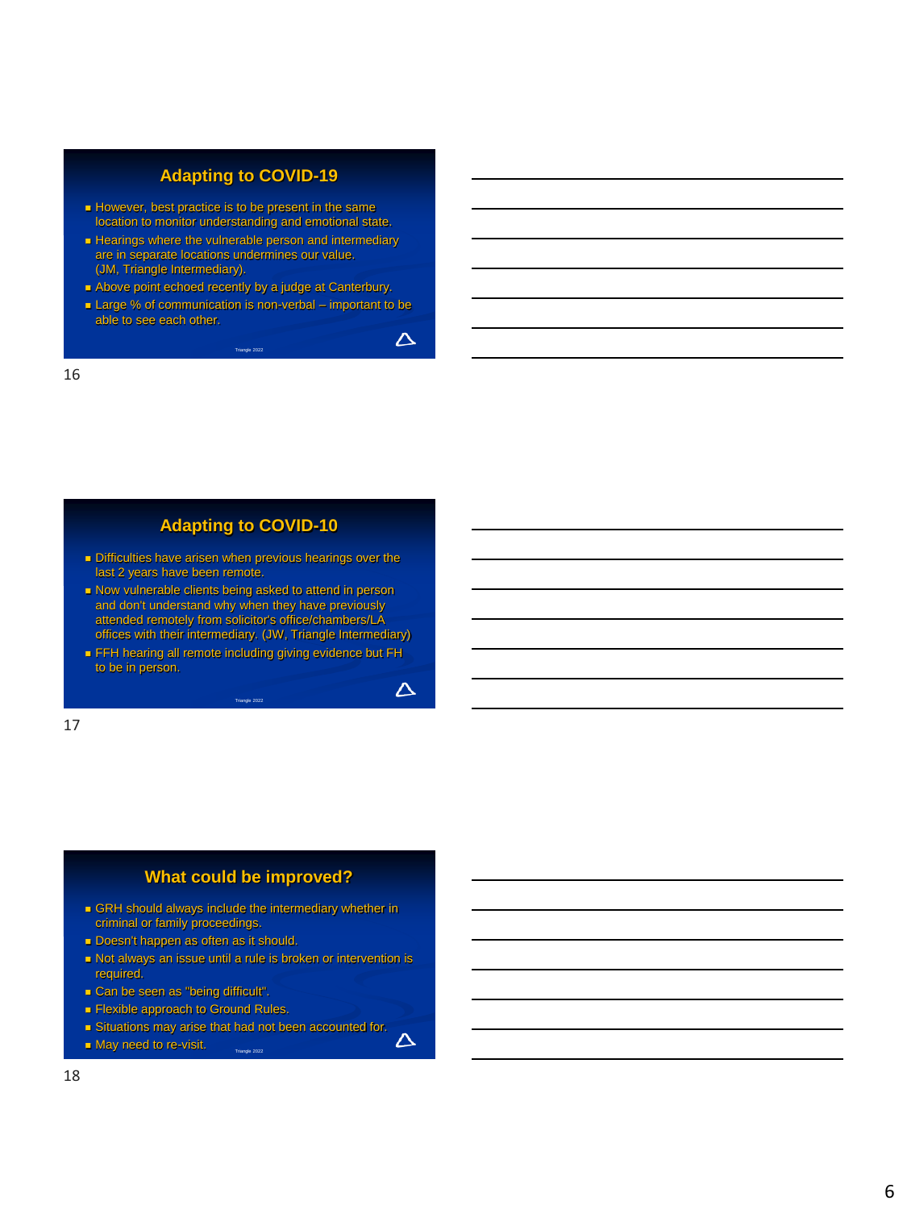## Adapting to COVID-19

- However, best practice is to be present in the same location to monitor understanding and emotional state.
- Hearings where the vulnerable person and intermediary are in separate locations undermines our value. (JM, Triangle Intermediary).
- Above point echoed recently by a judge at Canterbury.
- Large % of communication is non-verbal – important to be able to see each other.

Triangle 2022

## Adapting to COVID-10

- Difficulties have arisen when previous hearings over the last 2 years have been remote.
- Now vulnerable clients being asked to attend in person and don't understand why when they have previously attended remotely from solicitor's office/chambers/LA offices with their intermediary. (JW, Triangle Intermediary)
- FFH hearing all remote including giving evidence but FH to be in person.

Triangle 2022

## What could be improved?

- GRH should always include the intermediary whether in criminal or family proceedings.
- Doesn't happen as often as it should.
- Not always an issue until a rule is broken or intervention is required.
- Can be seen as "being difficult".
- Flexible approach to Ground Rules.
- Situations may arise that had not been accounted for.
- May need to re-visit.

Triangle 2022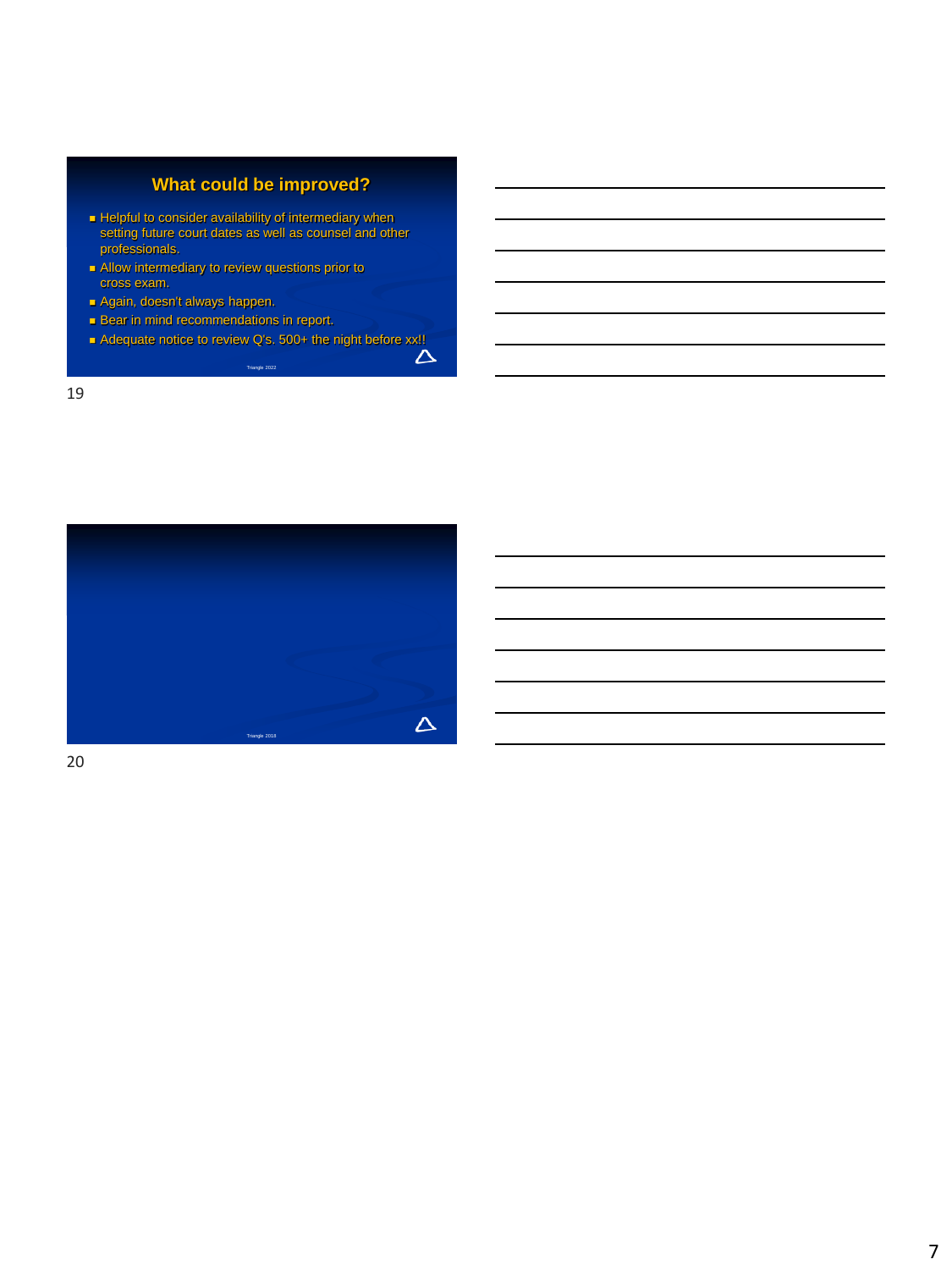## What could be improved?

- Helpful to consider availability of intermediary when setting future court dates as well as counsel and other professionals.
- Allow intermediary to review questions prior to cross exam.
- Again, doesn't always happen.
- Bear in mind recommendations in report.
- Adequate notice to review Q's. 500+ the night before xx!!

Triangle 2022

19

Triangle 2018

20